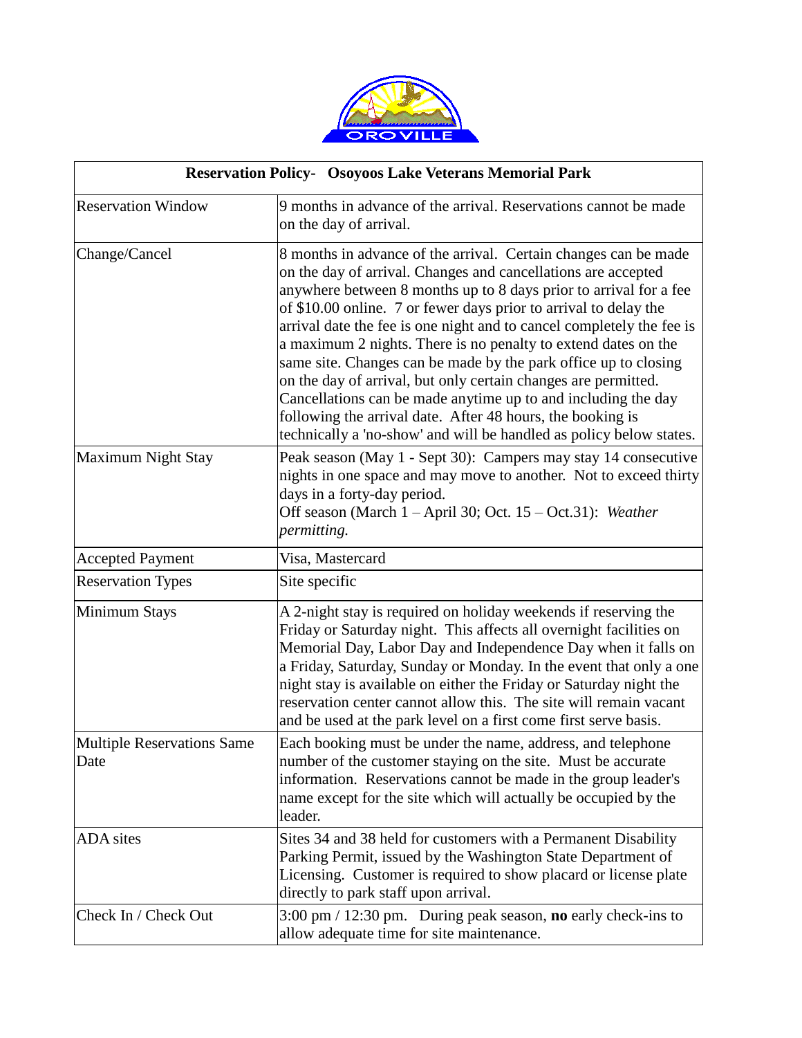| Reservation Policy- Osoyoos Lake Veterans Memorial Park | |
|---|---|
| Reservation Window | 9 months in advance of the arrival. Reservations cannot be made on the day of arrival. |
| Change/Cancel | 8 months in advance of the arrival. Certain changes can be made on the day of arrival. Changes and cancellations are accepted anywhere between 8 months up to 8 days prior to arrival for a fee of $10.00 online. 7 or fewer days prior to arrival to delay the arrival date the fee is one night and to cancel completely the fee is a maximum 2 nights. There is no penalty to extend dates on the same site. Changes can be made by the park office up to closing on the day of arrival, but only certain changes are permitted. Cancellations can be made anytime up to and including the day following the arrival date. After 48 hours, the booking is technically a 'no-show' and will be handled as policy below states. |
| Maximum Night Stay | Peak season (May 1 - Sept 30): Campers may stay 14 consecutive nights in one space and may move to another. Not to exceed thirty days in a forty-day period.<br>Off season (March 1 – April 30; Oct. 15 – Oct.31): *Weather permitting.* |
| Accepted Payment | Visa, Mastercard |
| Reservation Types | Site specific |
| Minimum Stays | A 2-night stay is required on holiday weekends if reserving the Friday or Saturday night. This affects all overnight facilities on Memorial Day, Labor Day and Independence Day when it falls on a Friday, Saturday, Sunday or Monday. In the event that only a one night stay is available on either the Friday or Saturday night the reservation center cannot allow this. The site will remain vacant and be used at the park level on a first come first serve basis. |
| Multiple Reservations Same Date | Each booking must be under the name, address, and telephone number of the customer staying on the site. Must be accurate information. Reservations cannot be made in the group leader's name except for the site which will actually be occupied by the leader. |
| ADA sites | Sites 34 and 38 held for customers with a Permanent Disability Parking Permit, issued by the Washington State Department of Licensing. Customer is required to show placard or license plate directly to park staff upon arrival. |
| Check In / Check Out | 3:00 pm / 12:30 pm. During peak season, **no** early check-ins to allow adequate time for site maintenance. |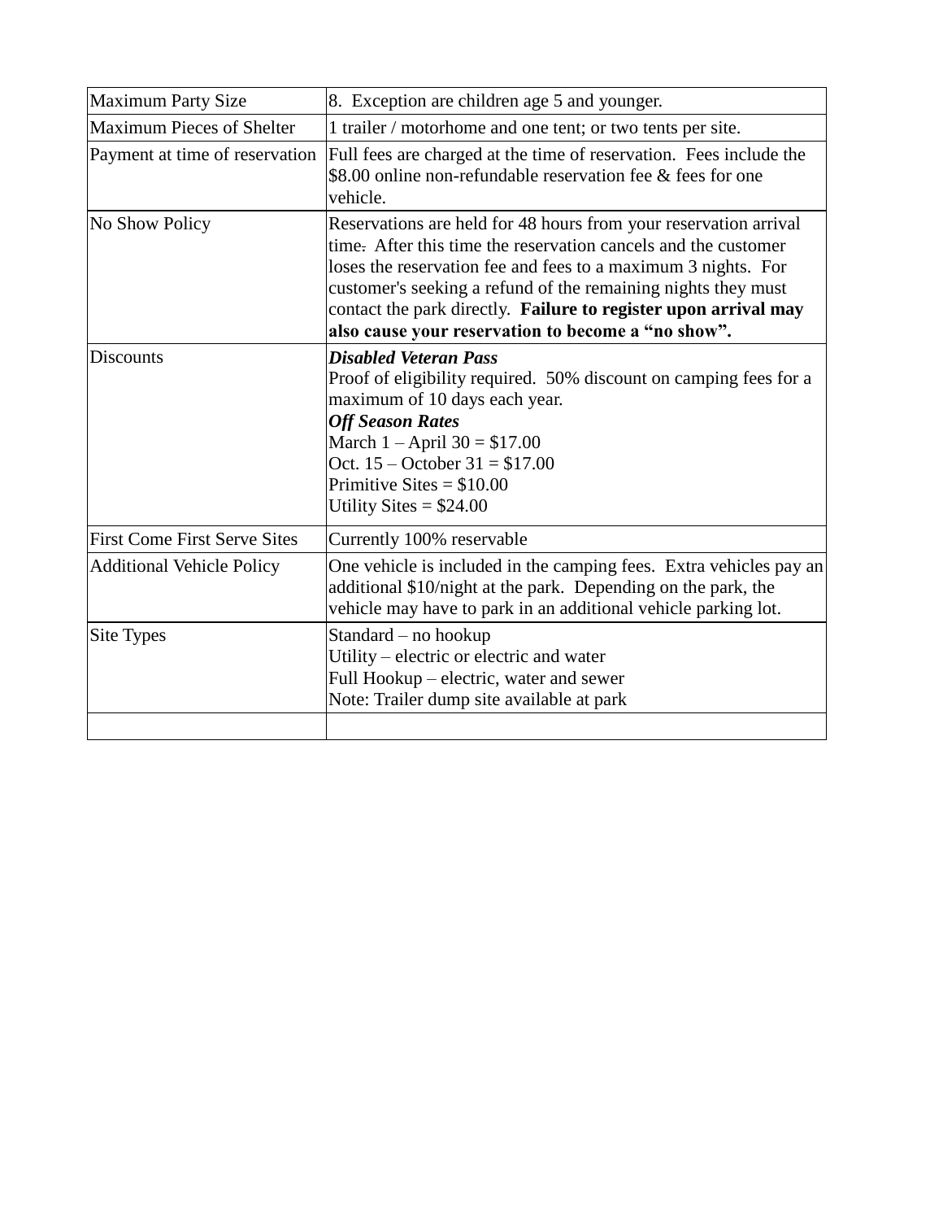| Maximum Party Size | 8.  Exception are children age 5 and younger. |
|---|---|
| Maximum Pieces of Shelter | 1 trailer / motorhome and one tent; or two tents per site. |
| Payment at time of reservation | Full fees are charged at the time of reservation.  Fees include the $8.00 online non-refundable reservation fee & fees for one vehicle. |
| No Show Policy | Reservations are held for 48 hours from your reservation arrival time.  After this time the reservation cancels and the customer loses the reservation fee and fees to a maximum 3 nights.  For customer's seeking a refund of the remaining nights they must contact the park directly.  **Failure to register upon arrival may also cause your reservation to become a "no show".** |
| Discounts | ***Disabled Veteran Pass***<br>Proof of eligibility required.  50% discount on camping fees for a maximum of 10 days each year.<br>***Off Season Rates***<br>March 1 – April 30 = $17.00<br>Oct. 15 – October 31 = $17.00<br>Primitive Sites = $10.00<br>Utility Sites = $24.00 |
| First Come First Serve Sites | Currently 100% reservable |
| Additional Vehicle Policy | One vehicle is included in the camping fees.  Extra vehicles pay an additional $10/night at the park.  Depending on the park, the vehicle may have to park in an additional vehicle parking lot. |
| Site Types | Standard – no hookup<br>Utility – electric or electric and water<br>Full Hookup – electric, water and sewer<br>Note: Trailer dump site available at park |
| | |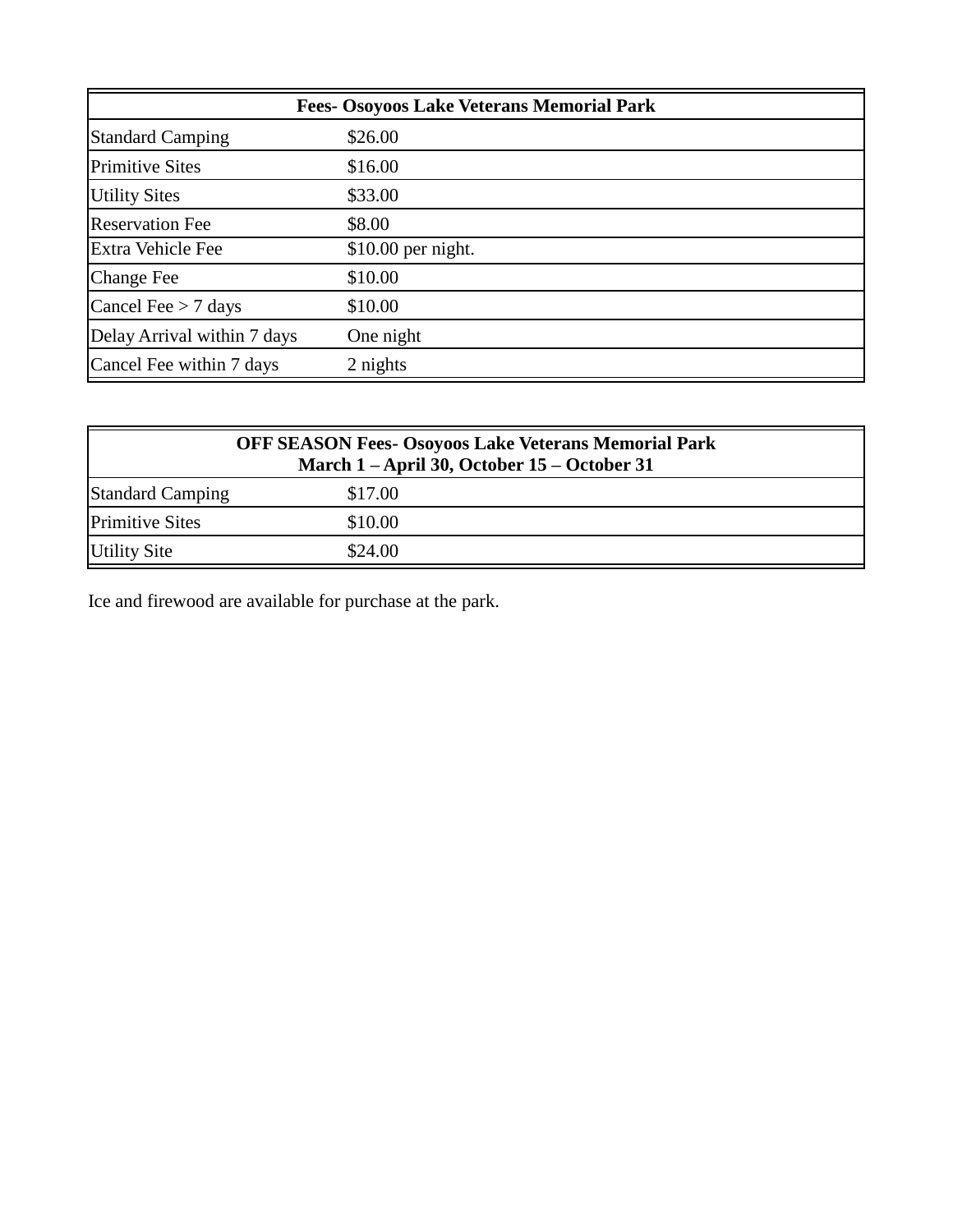| Fees- Osoyoos Lake Veterans Memorial Park | |
|---|---|
| Standard Camping | $26.00 |
| Primitive Sites | $16.00 |
| Utility Sites | $33.00 |
| Reservation Fee | $8.00 |
| Extra Vehicle Fee | $10.00 per night. |
| Change Fee | $10.00 |
| Cancel Fee > 7 days | $10.00 |
| Delay Arrival within 7 days | One night |
| Cancel Fee within 7 days | 2 nights |

| OFF SEASON Fees- Osoyoos Lake Veterans Memorial Park March 1 – April 30, October 15 – October 31 | |
|---|---|
| Standard Camping | $17.00 |
| Primitive Sites | $10.00 |
| Utility Site | $24.00 |

Ice and firewood are available for purchase at the park.